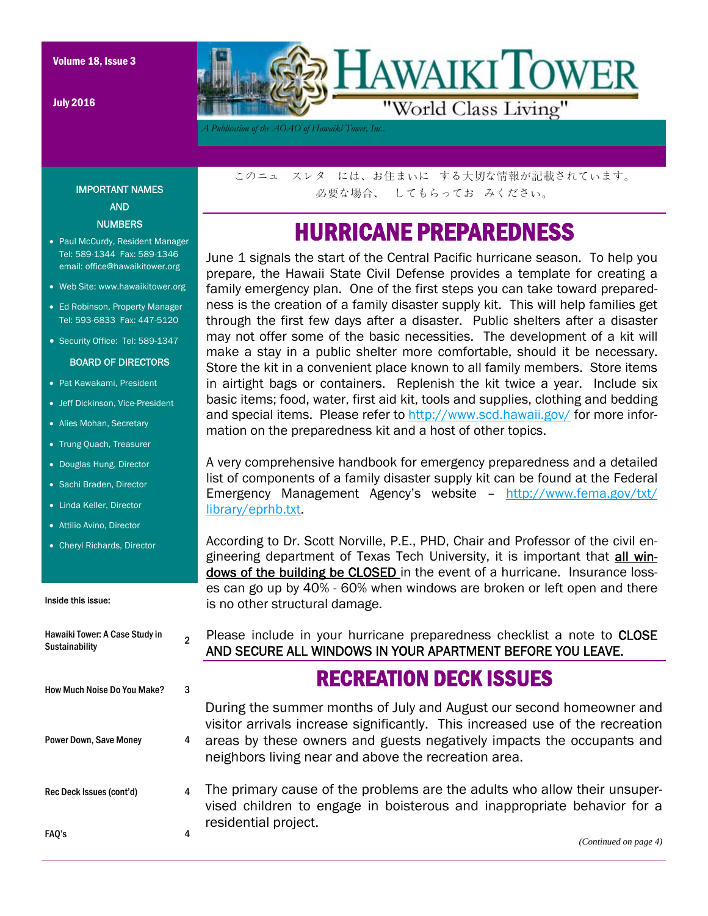Volume 18, Issue 3

July 2016

# HAWAIKI TOWER

"World Class Living"

*A Publication of the AOAO of Hawaiki Tower, Inc.*

このニュ　スレタ　には、お住まいに　する大切な情報が記載されています。
必要な場合、　してもらってお　みください。

## HURRICANE PREPAREDNESS

June 1 signals the start of the Central Pacific hurricane season. To help you prepare, the Hawaii State Civil Defense provides a template for creating a family emergency plan. One of the first steps you can take toward preparedness is the creation of a family disaster supply kit. This will help families get through the first few days after a disaster. Public shelters after a disaster may not offer some of the basic necessities. The development of a kit will make a stay in a public shelter more comfortable, should it be necessary. Store the kit in a convenient place known to all family members. Store items in airtight bags or containers. Replenish the kit twice a year. Include six basic items; food, water, first aid kit, tools and supplies, clothing and bedding and special items. Please refer to http://www.scd.hawaii.gov/ for more information on the preparedness kit and a host of other topics.

A very comprehensive handbook for emergency preparedness and a detailed list of components of a family disaster supply kit can be found at the Federal Emergency Management Agency's website – http://www.fema.gov/txt/library/eprhb.txt.

According to Dr. Scott Norville, P.E., PHD, Chair and Professor of the civil engineering department of Texas Tech University, it is important that **all windows of the building be CLOSED** in the event of a hurricane. Insurance losses can go up by 40% - 60% when windows are broken or left open and there is no other structural damage.

Please include in your hurricane preparedness checklist a note to CLOSE AND SECURE ALL WINDOWS IN YOUR APARTMENT BEFORE YOU LEAVE.

## RECREATION DECK ISSUES

During the summer months of July and August our second homeowner and visitor arrivals increase significantly. This increased use of the recreation areas by these owners and guests negatively impacts the occupants and neighbors living near and above the recreation area.

The primary cause of the problems are the adults who allow their unsupervised children to engage in boisterous and inappropriate behavior for a residential project.

*(Continued on page 4)*

---

**IMPORTANT NAMES AND NUMBERS**

- Paul McCurdy, Resident Manager Tel: 589-1344 Fax: 589-1346 email: office@hawaikitower.org
- Web Site: www.hawaikitower.org
- Ed Robinson, Property Manager Tel: 593-6833 Fax: 447-5120
- Security Office: Tel: 589-1347

**BOARD OF DIRECTORS**

- Pat Kawakami, President
- Jeff Dickinson, Vice-President
- Alies Mohan, Secretary
- Trung Quach, Treasurer
- Douglas Hung, Director
- Sachi Braden, Director
- Linda Keller, Director
- Attilio Avino, Director
- Cheryl Richards, Director

**Inside this issue:**

| | |
|---|---|
| Hawaiki Tower: A Case Study in Sustainability | 2 |
| How Much Noise Do You Make? | 3 |
| Power Down, Save Money | 4 |
| Rec Deck Issues (cont'd) | 4 |
| FAQ's | 4 |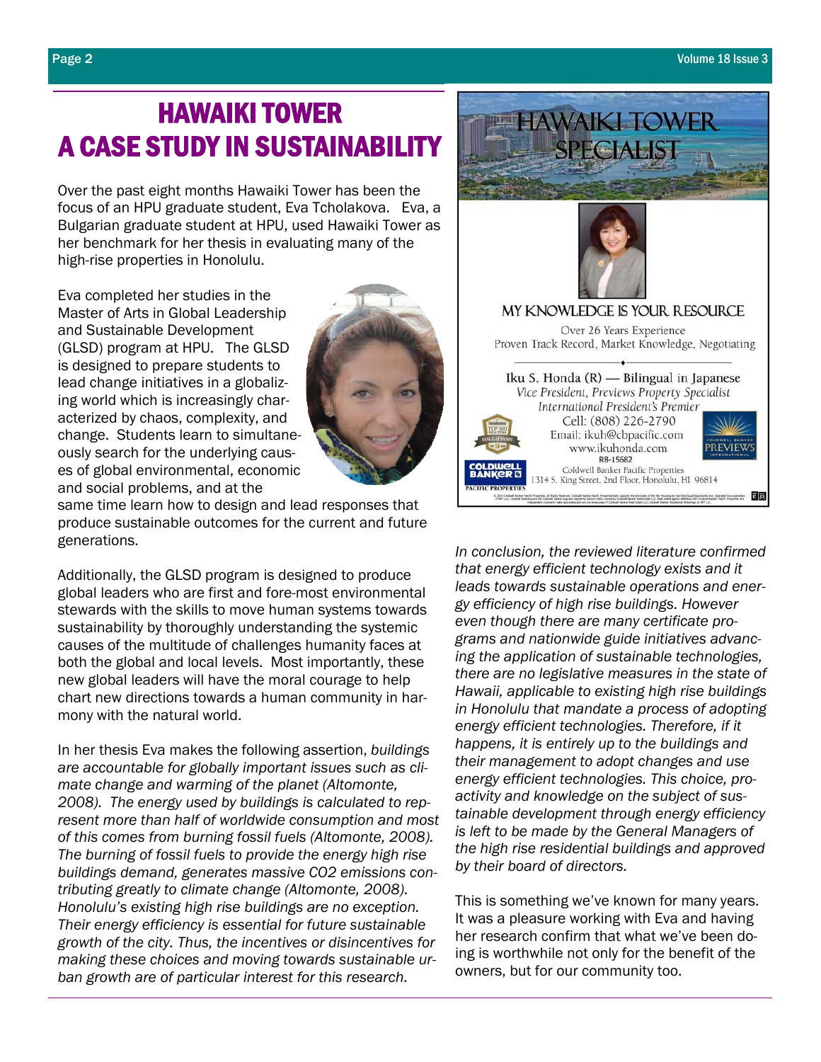// Hawaiki Tower newsletter, page 2
# HAWAIKI TOWER
# A CASE STUDY IN SUSTAINABILITY

Over the past eight months Hawaiki Tower has been the focus of an HPU graduate student, Eva Tcholakova. Eva, a Bulgarian graduate student at HPU, used Hawaiki Tower as her benchmark for her thesis in evaluating many of the high-rise properties in Honolulu.

Eva completed her studies in the Master of Arts in Global Leadership and Sustainable Development (GLSD) program at HPU. The GLSD is designed to prepare students to lead change initiatives in a globalizing world which is increasingly characterized by chaos, complexity, and change. Students learn to simultaneously search for the underlying causes of global environmental, economic and social problems, and at the same time learn how to design and lead responses that produce sustainable outcomes for the current and future generations.

Additionally, the GLSD program is designed to produce global leaders who are first and fore-most environmental stewards with the skills to move human systems towards sustainability by thoroughly understanding the systemic causes of the multitude of challenges humanity faces at both the global and local levels. Most importantly, these new global leaders will have the moral courage to help chart new directions towards a human community in harmony with the natural world.

In her thesis Eva makes the following assertion, *buildings are accountable for globally important issues such as climate change and warming of the planet (Altomonte, 2008). The energy used by buildings is calculated to represent more than half of worldwide consumption and most of this comes from burning fossil fuels (Altomonte, 2008). The burning of fossil fuels to provide the energy high rise buildings demand, generates massive CO2 emissions contributing greatly to climate change (Altomonte, 2008). Honolulu's existing high rise buildings are no exception. Their energy efficiency is essential for future sustainable growth of the city. Thus, the incentives or disincentives for making these choices and moving towards sustainable urban growth are of particular interest for this research.*

## HAWAIKI TOWER SPECIALIST

MY KNOWLEDGE IS YOUR RESOURCE

Over 26 Years Experience
Proven Track Record, Market Knowledge, Negotiating

Iku S. Honda (R) — Bilingual in Japanese
*Vice President, Previews Property Specialist*
*International President's Premier*
Cell: (808) 226-2790
Email: ikuh@cbpacific.com
www.ikuhonda.com
RB-15682
Coldwell Banker Pacific Properties
1314 S. King Street, 2nd Floor, Honolulu, HI 96814

*In conclusion, the reviewed literature confirmed that energy efficient technology exists and it leads towards sustainable operations and energy efficiency of high rise buildings. However even though there are many certificate programs and nationwide guide initiatives advancing the application of sustainable technologies, there are no legislative measures in the state of Hawaii, applicable to existing high rise buildings in Honolulu that mandate a process of adopting energy efficient technologies. Therefore, if it happens, it is entirely up to the buildings and their management to adopt changes and use energy efficient technologies. This choice, proactivity and knowledge on the subject of sustainable development through energy efficiency is left to be made by the General Managers of the high rise residential buildings and approved by their board of directors.*

This is something we've known for many years. It was a pleasure working with Eva and having her research confirm that what we've been doing is worthwhile not only for the benefit of the owners, but for our community too.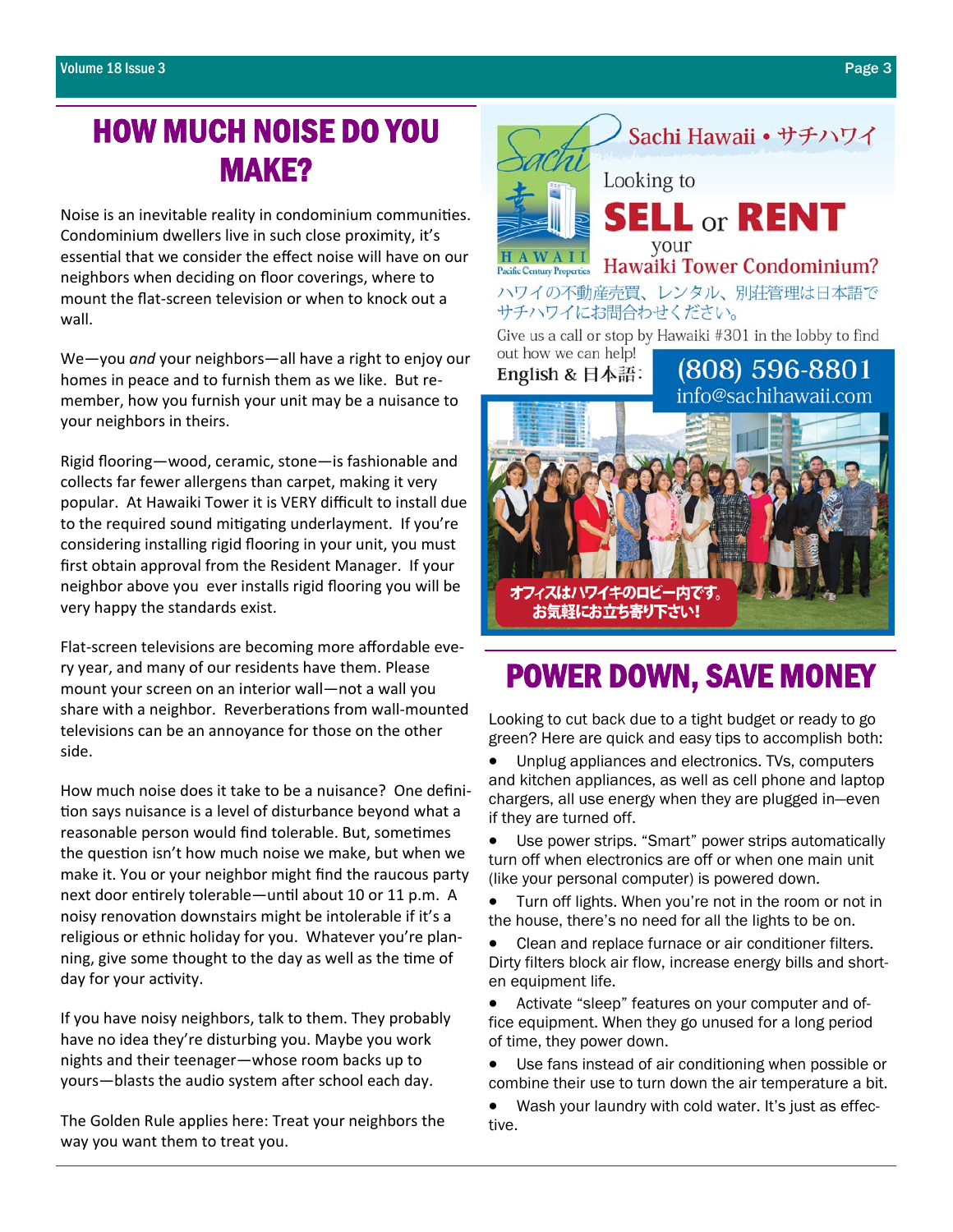# HOW MUCH NOISE DO YOU MAKE?

Noise is an inevitable reality in condominium communities. Condominium dwellers live in such close proximity, it's essential that we consider the effect noise will have on our neighbors when deciding on floor coverings, where to mount the flat-screen television or when to knock out a wall.

We—you *and* your neighbors—all have a right to enjoy our homes in peace and to furnish them as we like. But remember, how you furnish your unit may be a nuisance to your neighbors in theirs.

Rigid flooring—wood, ceramic, stone—is fashionable and collects far fewer allergens than carpet, making it very popular. At Hawaiki Tower it is VERY difficult to install due to the required sound mitigating underlayment. If you're considering installing rigid flooring in your unit, you must first obtain approval from the Resident Manager. If your neighbor above you ever installs rigid flooring you will be very happy the standards exist.

Flat-screen televisions are becoming more affordable every year, and many of our residents have them. Please mount your screen on an interior wall—not a wall you share with a neighbor. Reverberations from wall-mounted televisions can be an annoyance for those on the other side.

How much noise does it take to be a nuisance? One definition says nuisance is a level of disturbance beyond what a reasonable person would find tolerable. But, sometimes the question isn't how much noise we make, but when we make it. You or your neighbor might find the raucous party next door entirely tolerable—until about 10 or 11 p.m. A noisy renovation downstairs might be intolerable if it's a religious or ethnic holiday for you. Whatever you're planning, give some thought to the day as well as the time of day for your activity.

If you have noisy neighbors, talk to them. They probably have no idea they're disturbing you. Maybe you work nights and their teenager—whose room backs up to yours—blasts the audio system after school each day.

The Golden Rule applies here: Treat your neighbors the way you want them to treat you.

Sachi Hawaii • サチハワイ

Sachi HAWAII Pacific Century Properties

Looking to **SELL** or **RENT** your Hawaiki Tower Condominium?

ハワイの不動産売買、レンタル、別荘管理は日本語でサチハワイにお問合わせください。

Give us a call or stop by Hawaiki #301 in the lobby to find out how we can help!

English & 日本語: **(808) 596-8801**
info@sachihawaii.com

オフィスはハワイキのロビー内です。お気軽にお立ち寄り下さい!

# POWER DOWN, SAVE MONEY

Looking to cut back due to a tight budget or ready to go green? Here are quick and easy tips to accomplish both:

- Unplug appliances and electronics. TVs, computers and kitchen appliances, as well as cell phone and laptop chargers, all use energy when they are plugged in—even if they are turned off.
- Use power strips. "Smart" power strips automatically turn off when electronics are off or when one main unit (like your personal computer) is powered down.
- Turn off lights. When you're not in the room or not in the house, there's no need for all the lights to be on.
- Clean and replace furnace or air conditioner filters. Dirty filters block air flow, increase energy bills and shorten equipment life.
- Activate "sleep" features on your computer and office equipment. When they go unused for a long period of time, they power down.
- Use fans instead of air conditioning when possible or combine their use to turn down the air temperature a bit.
- Wash your laundry with cold water. It's just as effective.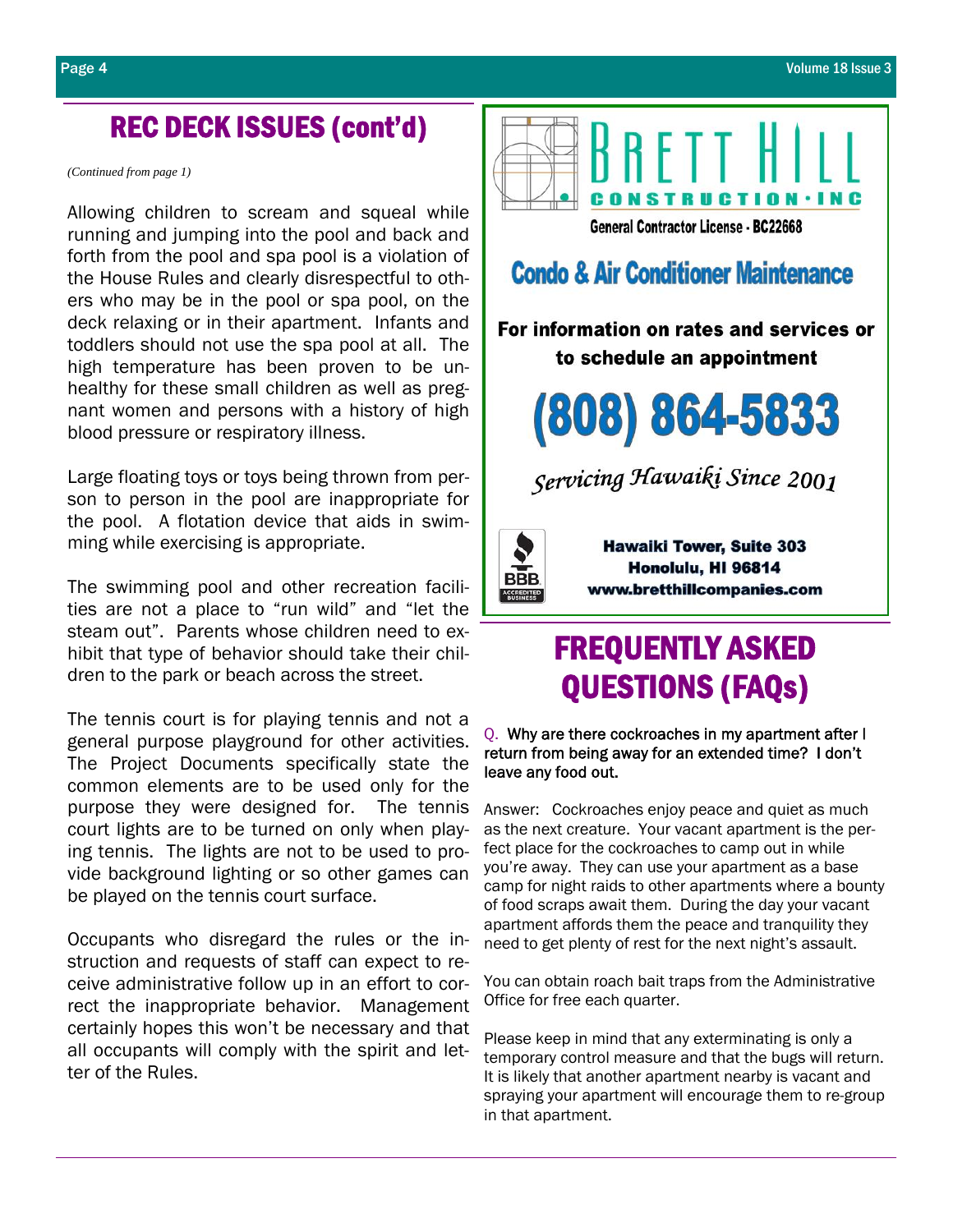## REC DECK ISSUES (cont'd)

*(Continued from page 1)*

Allowing children to scream and squeal while running and jumping into the pool and back and forth from the pool and spa pool is a violation of the House Rules and clearly disrespectful to others who may be in the pool or spa pool, on the deck relaxing or in their apartment. Infants and toddlers should not use the spa pool at all. The high temperature has been proven to be unhealthy for these small children as well as pregnant women and persons with a history of high blood pressure or respiratory illness.

Large floating toys or toys being thrown from person to person in the pool are inappropriate for the pool. A flotation device that aids in swimming while exercising is appropriate.

The swimming pool and other recreation facilities are not a place to "run wild" and "let the steam out". Parents whose children need to exhibit that type of behavior should take their children to the park or beach across the street.

The tennis court is for playing tennis and not a general purpose playground for other activities. The Project Documents specifically state the common elements are to be used only for the purpose they were designed for. The tennis court lights are to be turned on only when playing tennis. The lights are not to be used to provide background lighting or so other games can be played on the tennis court surface.

Occupants who disregard the rules or the instruction and requests of staff can expect to receive administrative follow up in an effort to correct the inappropriate behavior. Management certainly hopes this won't be necessary and that all occupants will comply with the spirit and letter of the Rules.

**BRETT HILL CONSTRUCTION · INC**

General Contractor License - BC22668

**Condo & Air Conditioner Maintenance**

**For information on rates and services or to schedule an appointment**

**(808) 864-5833**

*Servicing Hawaiki Since 2001*

BBB ACCREDITED BUSINESS

**Hawaiki Tower, Suite 303**
**Honolulu, HI 96814**
**www.bretthillcompanies.com**

## FREQUENTLY ASKED QUESTIONS (FAQs)

Q. Why are there cockroaches in my apartment after I return from being away for an extended time? I don't leave any food out.

Answer: Cockroaches enjoy peace and quiet as much as the next creature. Your vacant apartment is the perfect place for the cockroaches to camp out in while you're away. They can use your apartment as a base camp for night raids to other apartments where a bounty of food scraps await them. During the day your vacant apartment affords them the peace and tranquility they need to get plenty of rest for the next night's assault.

You can obtain roach bait traps from the Administrative Office for free each quarter.

Please keep in mind that any exterminating is only a temporary control measure and that the bugs will return. It is likely that another apartment nearby is vacant and spraying your apartment will encourage them to re-group in that apartment.